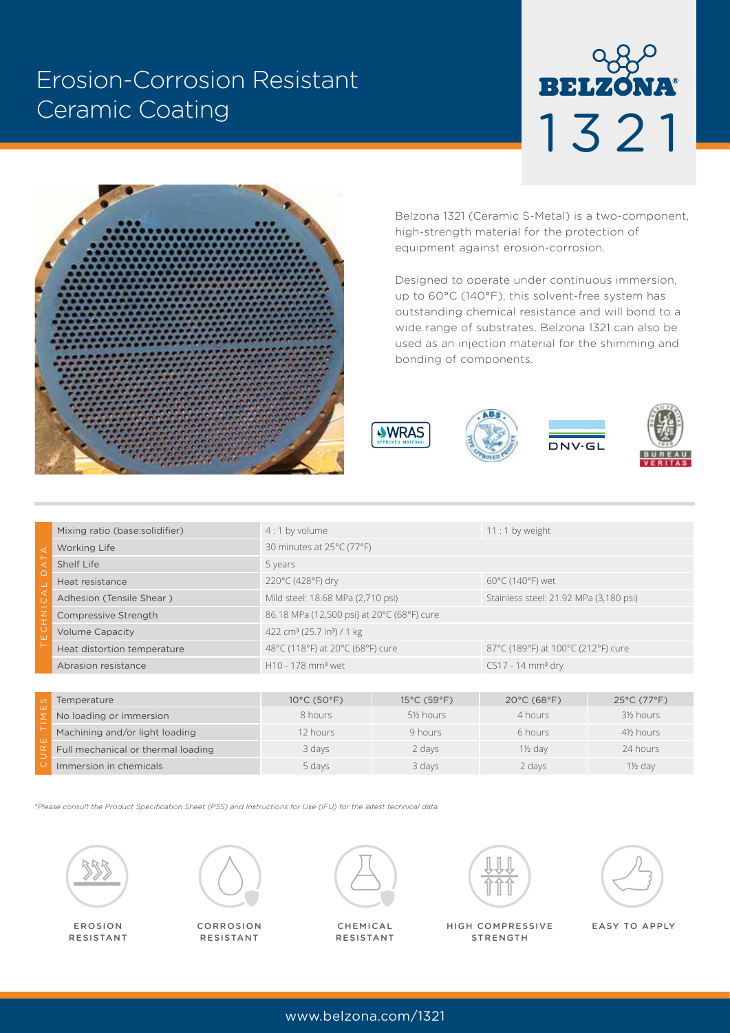# Erosion-Corrosion Resistant Ceramic Coating

## BELZONA® 1321

Belzona 1321 (Ceramic S-Metal) is a two-component, high-strength material for the protection of equipment against erosion-corrosion.

Designed to operate under continuous immersion, up to 60°C (140°F), this solvent-free system has outstanding chemical resistance and will bond to a wide range of substrates. Belzona 1321 can also be used as an injection material for the shimming and bonding of components.

WRAS APPROVED MATERIAL | ABS TYPE APPROVED PRODUCT | DNV·GL | BUREAU VERITAS

| TECHNICAL DATA | | |
|---|---|---|
| Mixing ratio (base:solidifier) | 4 : 1 by volume | 11 : 1 by weight |
| Working Life | 30 minutes at 25°C (77°F) | |
| Shelf Life | 5 years | |
| Heat resistance | 220°C (428°F) dry | 60°C (140°F) wet |
| Adhesion (Tensile Shear ) | Mild steel: 18.68 MPa (2,710 psi) | Stainless steel: 21.92 MPa (3,180 psi) |
| Compressive Strength | 86.18 MPa (12,500 psi) at 20°C (68°F) cure | |
| Volume Capacity | 422 cm³ (25.7 in³) / 1 kg | |
| Heat distortion temperature | 48°C (118°F) at 20°C (68°F) cure | 87°C (189°F) at 100°C (212°F) cure |
| Abrasion resistance | H10 - 178 mm³ wet | CS17 - 14 mm³ dry |

| CURE TIMES: Temperature | 10°C (50°F) | 15°C (59°F) | 20°C (68°F) | 25°C (77°F) |
|---|---|---|---|---|
| No loading or immersion | 8 hours | 5½ hours | 4 hours | 3½ hours |
| Machining and/or light loading | 12 hours | 9 hours | 6 hours | 4½ hours |
| Full mechanical or thermal loading | 3 days | 2 days | 1½ day | 24 hours |
| Immersion in chemicals | 5 days | 3 days | 2 days | 1½ day |

*\*Please consult the Product Specification Sheet (PSS) and Instructions for Use (IFU) for the latest technical data.*

EROSION RESISTANT | CORROSION RESISTANT | CHEMICAL RESISTANT | HIGH COMPRESSIVE STRENGTH | EASY TO APPLY

www.belzona.com/1321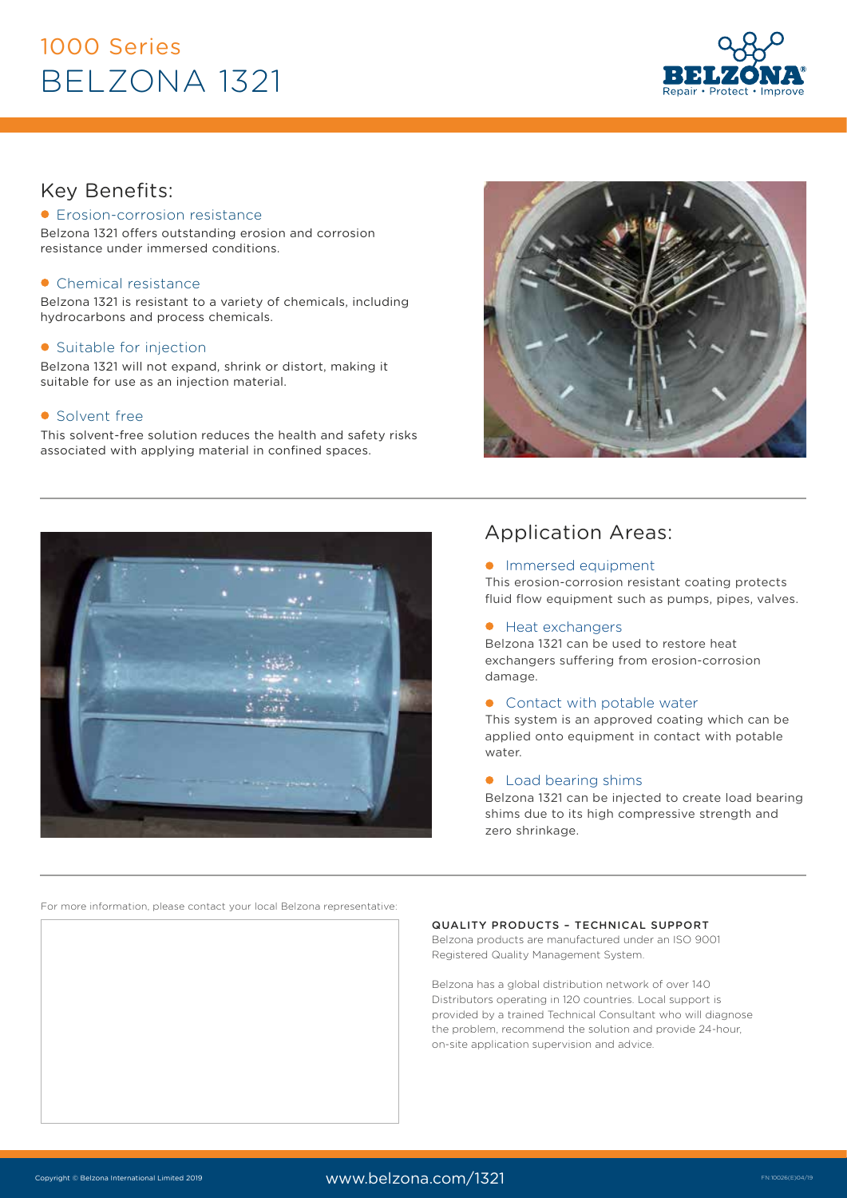# 1000 Series
# BELZONA 1321

## Key Benefits:

- **Erosion-corrosion resistance**

Belzona 1321 offers outstanding erosion and corrosion resistance under immersed conditions.

- **Chemical resistance**

Belzona 1321 is resistant to a variety of chemicals, including hydrocarbons and process chemicals.

- **Suitable for injection**

Belzona 1321 will not expand, shrink or distort, making it suitable for use as an injection material.

- **Solvent free**

This solvent-free solution reduces the health and safety risks associated with applying material in confined spaces.

## Application Areas:

- **Immersed equipment**

This erosion-corrosion resistant coating protects fluid flow equipment such as pumps, pipes, valves.

- **Heat exchangers**

Belzona 1321 can be used to restore heat exchangers suffering from erosion-corrosion damage.

- **Contact with potable water**

This system is an approved coating which can be applied onto equipment in contact with potable water.

- **Load bearing shims**

Belzona 1321 can be injected to create load bearing shims due to its high compressive strength and zero shrinkage.

For more information, please contact your local Belzona representative:

**QUALITY PRODUCTS – TECHNICAL SUPPORT**

Belzona products are manufactured under an ISO 9001 Registered Quality Management System.

Belzona has a global distribution network of over 140 Distributors operating in 120 countries. Local support is provided by a trained Technical Consultant who will diagnose the problem, recommend the solution and provide 24-hour, on-site application supervision and advice.

Copyright © Belzona International Limited 2019

www.belzona.com/1321

FN:10026(E)04/19